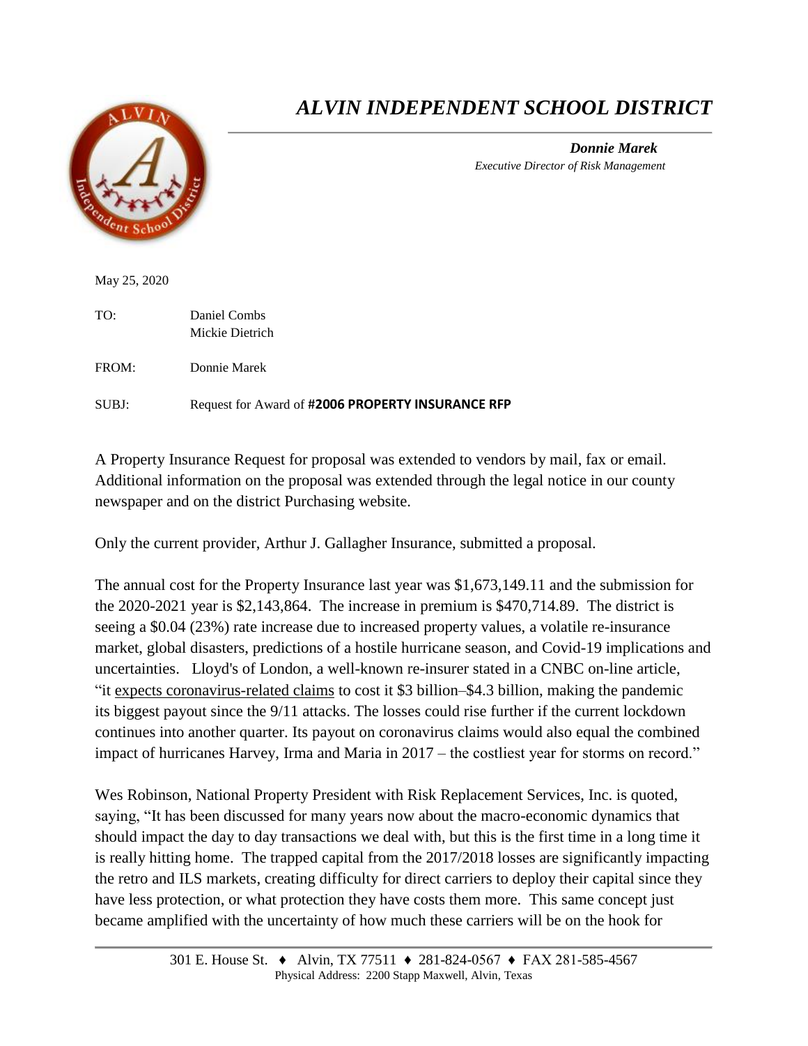# *ALVIN INDEPENDENT SCHOOL DISTRICT*

***Donnie Marek***
*Executive Director of Risk Management*

May 25, 2020

TO: Daniel Combs
Mickie Dietrich

FROM: Donnie Marek

SUBJ: Request for Award of **#2006 PROPERTY INSURANCE RFP**

A Property Insurance Request for proposal was extended to vendors by mail, fax or email. Additional information on the proposal was extended through the legal notice in our county newspaper and on the district Purchasing website.

Only the current provider, Arthur J. Gallagher Insurance, submitted a proposal.

The annual cost for the Property Insurance last year was $1,673,149.11 and the submission for the 2020-2021 year is $2,143,864. The increase in premium is $470,714.89. The district is seeing a $0.04 (23%) rate increase due to increased property values, a volatile re-insurance market, global disasters, predictions of a hostile hurricane season, and Covid-19 implications and uncertainties. Lloyd's of London, a well-known re-insurer stated in a CNBC on-line article, "it expects coronavirus-related claims to cost it $3 billion–$4.3 billion, making the pandemic its biggest payout since the 9/11 attacks. The losses could rise further if the current lockdown continues into another quarter. Its payout on coronavirus claims would also equal the combined impact of hurricanes Harvey, Irma and Maria in 2017 – the costliest year for storms on record."

Wes Robinson, National Property President with Risk Replacement Services, Inc. is quoted, saying, "It has been discussed for many years now about the macro-economic dynamics that should impact the day to day transactions we deal with, but this is the first time in a long time it is really hitting home. The trapped capital from the 2017/2018 losses are significantly impacting the retro and ILS markets, creating difficulty for direct carriers to deploy their capital since they have less protection, or what protection they have costs them more. This same concept just became amplified with the uncertainty of how much these carriers will be on the hook for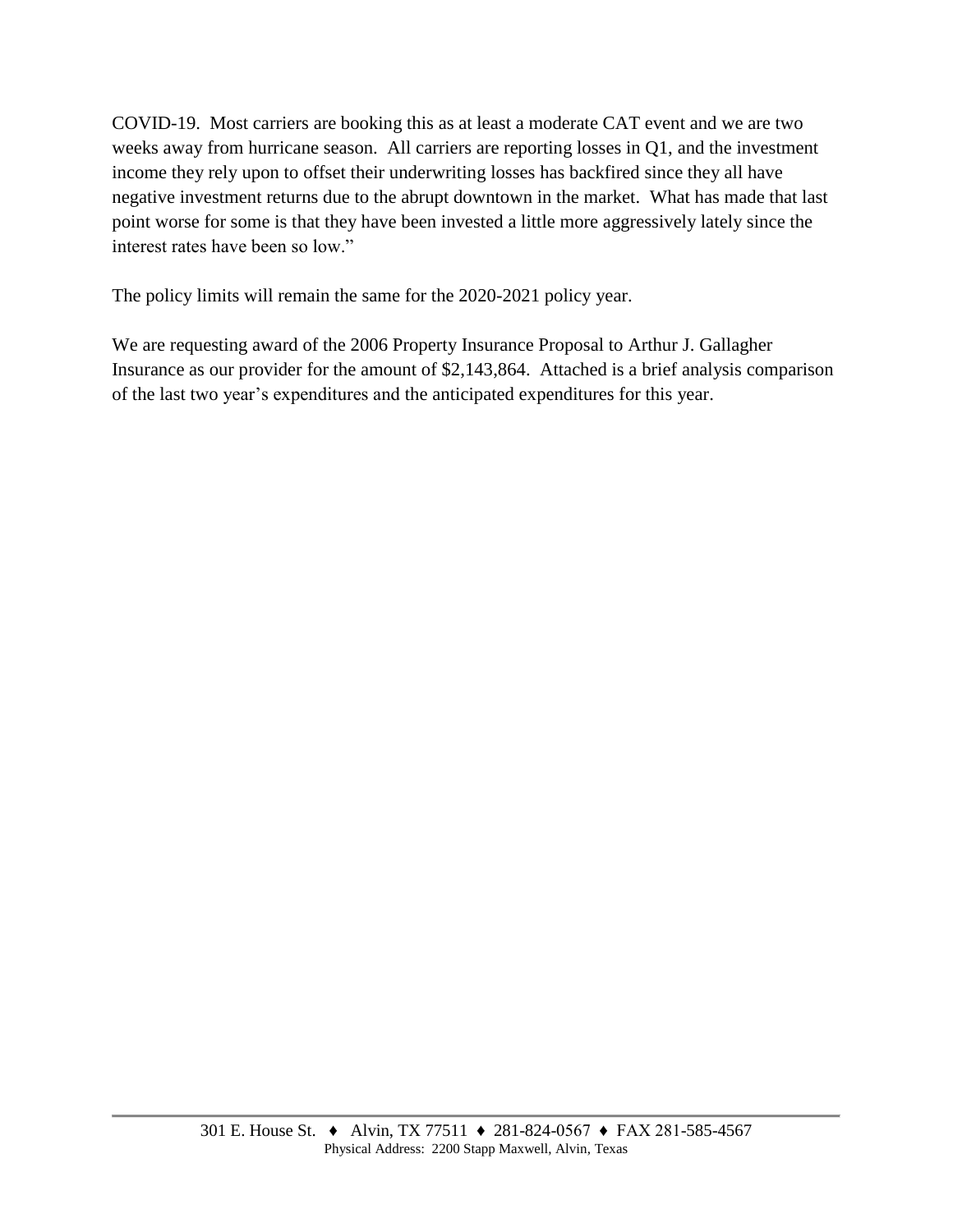COVID-19. Most carriers are booking this as at least a moderate CAT event and we are two weeks away from hurricane season. All carriers are reporting losses in Q1, and the investment income they rely upon to offset their underwriting losses has backfired since they all have negative investment returns due to the abrupt downtown in the market. What has made that last point worse for some is that they have been invested a little more aggressively lately since the interest rates have been so low."

The policy limits will remain the same for the 2020-2021 policy year.

We are requesting award of the 2006 Property Insurance Proposal to Arthur J. Gallagher Insurance as our provider for the amount of $2,143,864. Attached is a brief analysis comparison of the last two year's expenditures and the anticipated expenditures for this year.

301 E. House St. ♦ Alvin, TX 77511 ♦ 281-824-0567 ♦ FAX 281-585-4567
Physical Address: 2200 Stapp Maxwell, Alvin, Texas